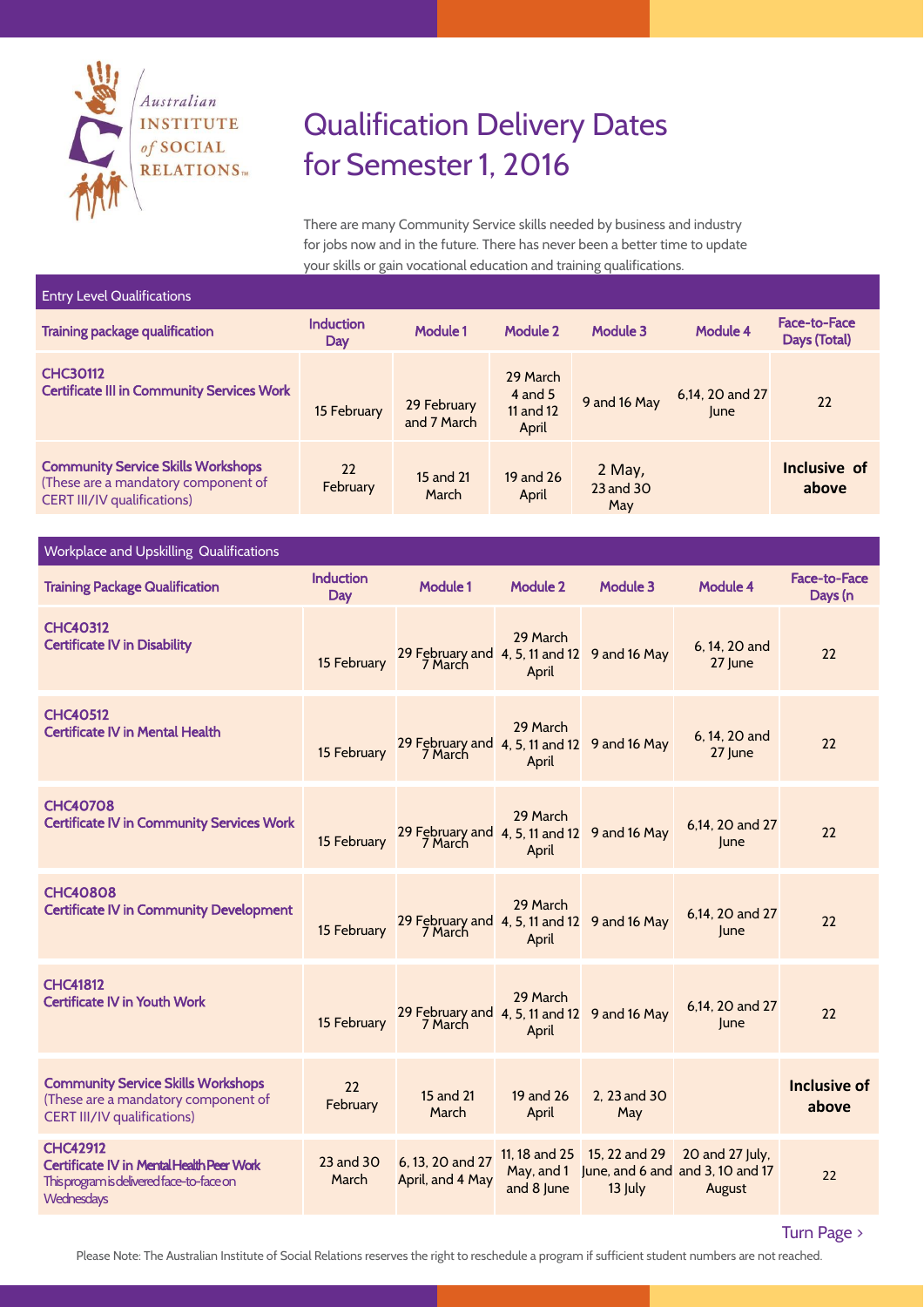Australian INSTITUTE of SOCIAL RELATIONS™

# Qualification Delivery Dates for Semester 1, 2016

There are many Community Service skills needed by business and industry for jobs now and in the future. There has never been a better time to update your skills or gain vocational education and training qualifications.

## Entry Level Qualifications

| Training package qualification | Induction Day | Module 1 | Module 2 | Module 3 | Module 4 | Face-to-Face Days (Total) |
|---|---|---|---|---|---|---|
| **CHC30112** Certificate III in Community Services Work | 15 February | 29 February and 7 March | 29 March 4 and 5 11 and 12 April | 9 and 16 May | 6,14, 20 and 27 June | 22 |
| **Community Service Skills Workshops** (These are a mandatory component of CERT III/IV qualifications) | 22 February | 15 and 21 March | 19 and 26 April | 2 May, 23 and 30 May | | **Inclusive of above** |

## Workplace and Upskilling Qualifications

| Training Package Qualification | Induction Day | Module 1 | Module 2 | Module 3 | Module 4 | Face-to-Face Days (n |
|---|---|---|---|---|---|---|
| **CHC40312** Certificate IV in Disability | 15 February | 29 February and 7 March | 29 March 4, 5, 11 and 12 April | 9 and 16 May | 6, 14, 20 and 27 June | 22 |
| **CHC40512** Certificate IV in Mental Health | 15 February | 29 February and 7 March | 29 March 4, 5, 11 and 12 April | 9 and 16 May | 6, 14, 20 and 27 June | 22 |
| **CHC40708** Certificate IV in Community Services Work | 15 February | 29 February and 7 March | 29 March 4, 5, 11 and 12 April | 9 and 16 May | 6,14, 20 and 27 June | 22 |
| **CHC40808** Certificate IV in Community Development | 15 February | 29 February and 7 March | 29 March 4, 5, 11 and 12 April | 9 and 16 May | 6,14, 20 and 27 June | 22 |
| **CHC41812** Certificate IV in Youth Work | 15 February | 29 February and 7 March | 29 March 4, 5, 11 and 12 April | 9 and 16 May | 6,14, 20 and 27 June | 22 |
| **Community Service Skills Workshops** (These are a mandatory component of CERT III/IV qualifications) | 22 February | 15 and 21 March | 19 and 26 April | 2, 23 and 30 May | | **Inclusive of above** |
| **CHC42912** Certificate IV in Mental Health Peer Work This program is delivered face-to-face on Wednesdays | 23 and 30 March | 6, 13, 20 and 27 April, and 4 May | 11, 18 and 25 May, and 1 and 8 June | 15, 22 and 29 June, and 6 and 13 July | 20 and 27 July, and 3, 10 and 17 August | 22 |

Turn Page ›

Please Note: The Australian Institute of Social Relations reserves the right to reschedule a program if sufficient student numbers are not reached.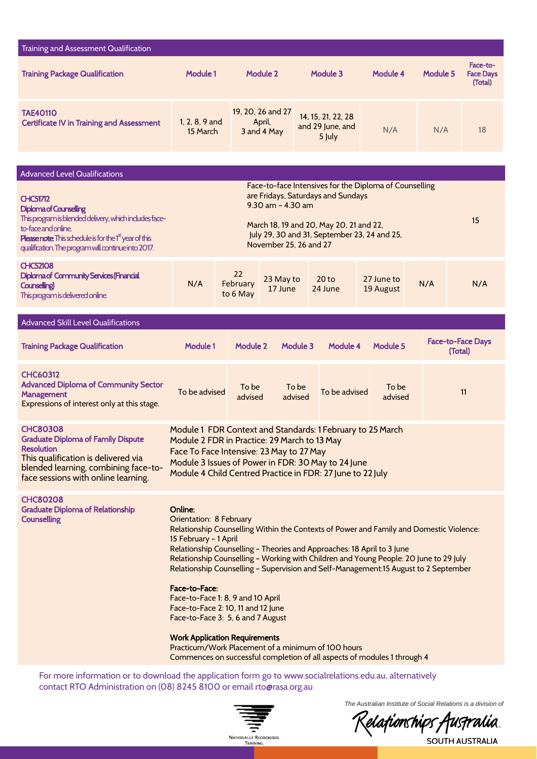## Training and Assessment Qualification

| Training Package Qualification | Module 1 | Module 2 | Module 3 | Module 4 | Module 5 | Face-to-Face Days (Total) |
|---|---|---|---|---|---|---|
| **TAE40110**<br>**Certificate IV in Training and Assessment** | 1, 2, 8, 9 and 15 March | 19, 20, 26 and 27 April, 3 and 4 May | 14, 15, 21, 22, 28 and 29 June, and 5 July | N/A | N/A | 18 |

## Advanced Level Qualifications

| | | | | | | | |
|---|---|---|---|---|---|---|---|
| **CHC51712**<br>**Diploma of Counselling**<br>This program is blended delivery, which includes face-to-face and online.<br>**Please note:** This schedule is for the 1st year of this qualification. The program will continue into 2017. | Face-to-face Intensives for the Diploma of Counselling are Fridays, Saturdays and Sundays 9.30 am – 4.30 am<br><br>March 18, 19 and 20, May 20, 21 and 22, July 29, 30 and 31, September 23, 24 and 25, November 25, 26 and 27 | | | | | | 15 |
| **CHC52108**<br>**Diploma of Community Services (Financial Counselling)**<br>This program is delivered online. | N/A | 22 February to 6 May | 23 May to 17 June | 20 to 24 June | 27 June to 19 August | N/A | N/A |

## Advanced Skill Level Qualifications

| Training Package Qualification | Module 1 | Module 2 | Module 3 | Module 4 | Module 5 | Face-to-Face Days (Total) |
|---|---|---|---|---|---|---|
| **CHC60312**<br>**Advanced Diploma of Community Sector Management**<br>Expressions of interest only at this stage. | To be advised | To be advised | To be advised | To be advised | To be advised | 11 |

**CHC80308**
**Graduate Diploma of Family Dispute Resolution**
This qualification is delivered via blended learning, combining face-to-face sessions with online learning.

Module 1 FDR Context and Standards: 1 February to 25 March
Module 2 FDR in Practice: 29 March to 13 May
Face To Face Intensive: 23 May to 27 May
Module 3 Issues of Power in FDR: 30 May to 24 June
Module 4 Child Centred Practice in FDR: 27 June to 22 July

**CHC80208**
**Graduate Diploma of Relationship Counselling**

**Online:**
Orientation: 8 February
Relationship Counselling Within the Contexts of Power and Family and Domestic Violence: 15 February – 1 April
Relationship Counselling – Theories and Approaches: 18 April to 3 June
Relationship Counselling – Working with Children and Young People: 20 June to 29 July
Relationship Counselling – Supervision and Self-Management:15 August to 2 September

**Face-to-Face:**
Face-to-Face 1: 8, 9 and 10 April
Face-to-Face 2: 10, 11 and 12 June
Face-to-Face 3: 5, 6 and 7 August

**Work Application Requirements**
Practicum/Work Placement of a minimum of 100 hours
Commences on successful completion of all aspects of modules 1 through 4

For more information or to download the application form go to www.socialrelations.edu.au, alternatively contact RTO Administration on (08) 8245 8100 or email rto@rasa.org.au

Nationally Recognised Training

*The Australian Institute of Social Relations is a division of*
Relationships Australia
SOUTH AUSTRALIA